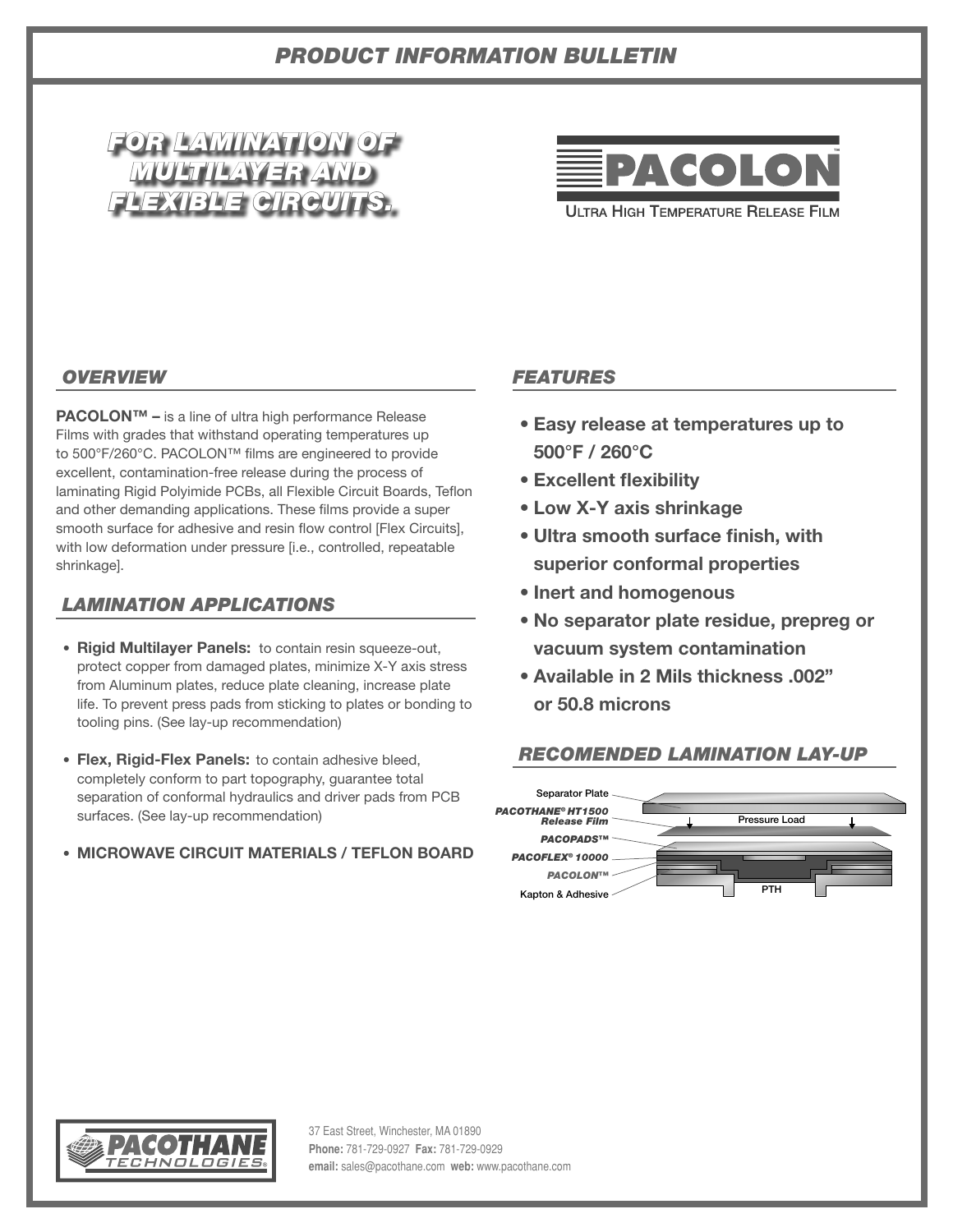# PRODUCT INFORMATION BULLETIN

## FOR LAMINATION OF MULTILAYER AND FLEXIBLE CIRCUITS.

**PACOLON™**

Ultra High Temperature Release Film

## OVERVIEW

**PACOLON™ –** is a line of ultra high performance Release Films with grades that withstand operating temperatures up to 500°F/260°C. PACOLON™ films are engineered to provide excellent, contamination-free release during the process of laminating Rigid Polyimide PCBs, all Flexible Circuit Boards, Teflon and other demanding applications. These films provide a super smooth surface for adhesive and resin flow control [Flex Circuits], with low deformation under pressure [i.e., controlled, repeatable shrinkage].

## LAMINATION APPLICATIONS

- **Rigid Multilayer Panels:** to contain resin squeeze-out, protect copper from damaged plates, minimize X-Y axis stress from Aluminum plates, reduce plate cleaning, increase plate life. To prevent press pads from sticking to plates or bonding to tooling pins. (See lay-up recommendation)
- **Flex, Rigid-Flex Panels:** to contain adhesive bleed, completely conform to part topography, guarantee total separation of conformal hydraulics and driver pads from PCB surfaces. (See lay-up recommendation)
- **MICROWAVE CIRCUIT MATERIALS / TEFLON BOARD**

## FEATURES

- **Easy release at temperatures up to 500°F / 260°C**
- **Excellent flexibility**
- **Low X-Y axis shrinkage**
- **Ultra smooth surface finish, with superior conformal properties**
- **Inert and homogenous**
- **No separator plate residue, prepreg or vacuum system contamination**
- **Available in 2 Mils thickness .002" or 50.8 microns**

## RECOMENDED LAMINATION LAY-UP

Separator Plate

*PACOTHANE® HT1500 Release Film*

Pressure Load

*PACOPADS™*

*PACOFLEX® 10000*

*PACOLON™*

Kapton & Adhesive

PTH

PACOTHANE TECHNOLOGIES®

37 East Street, Winchester, MA 01890
**Phone:** 781-729-0927 **Fax:** 781-729-0929
**email:** sales@pacothane.com **web:** www.pacothane.com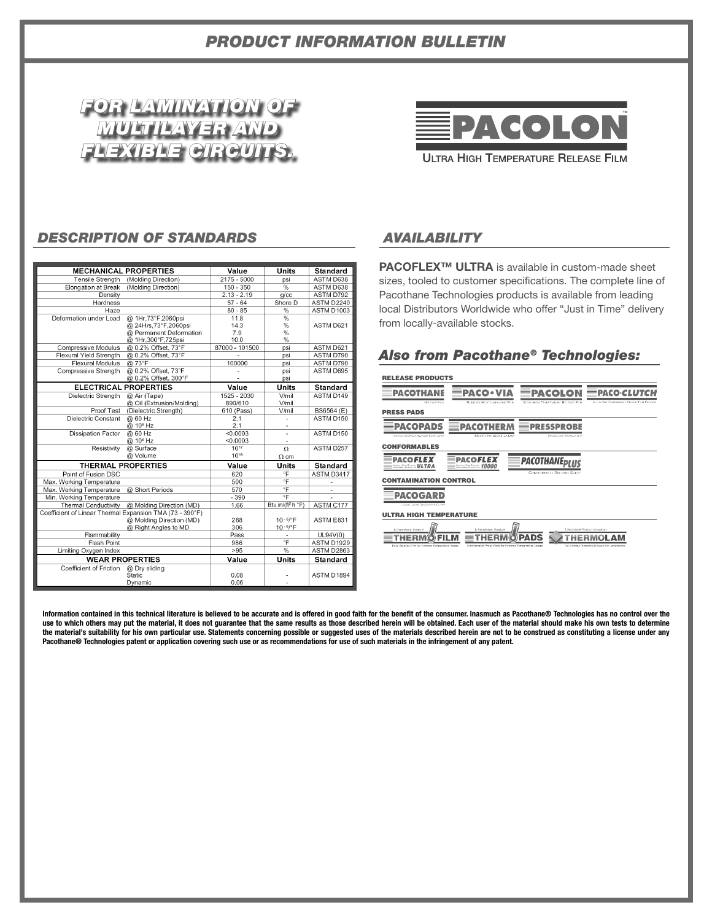## PRODUCT INFORMATION BULLETIN

# FOR LAMINATION OF MULTILAYER AND FLEXIBLE CIRCUITS.

**PACOLON™**
ULTRA HIGH TEMPERATURE RELEASE FILM

## DESCRIPTION OF STANDARDS

| MECHANICAL PROPERTIES | | Value | Units | Standard |
|---|---|---|---|---|
| Tensile Strength | (Molding Direction) | 2175 - 5000 | psi | ASTM D638 |
| Elongation at Break | (Molding Direction) | 150 - 350 | % | ASTM D638 |
| Density | | 2.13 - 2.19 | g/cc | ASTM D792 |
| Hardness | | 57 - 64 | Shore D | ASTM D2240 |
| Haze | | 80 - 85 | % | ASTM D1003 |
| Deformation under Load | @ 1Hr,73°F,2060psi | 11.8 | % | ASTM D621 |
| | @ 24Hrs,73°F,2060psi | 14.3 | % | |
| | @ Permanent Deformation | 7.9 | % | |
| | @ 1Hr,300°F,725psi | 10.0 | % | |
| Compressive Modulus | @ 0.2% Offset, 73°F | 87000 - 101500 | psi | ASTM D621 |
| Flexural Yield Strength | @ 0.2% Offset, 73°F | - | psi | ASTM D790 |
| Flexural Modulus | @ 73°F | 100000 | psi | ASTM D790 |
| Compressive Strength | @ 0.2% Offset, 73°F | - | psi | ASTM D695 |
| | @ 0.2% Offset, 300°F | - | psi | |
| **ELECTRICAL PROPERTIES** | | **Value** | **Units** | **Standard** |
| Dielectric Strength | @ Air (Tape) | 1525 - 2030 | V/mil | ASTM D149 |
| | @ Oil (Extrusion/Molding) | 890/610 | V/mil | |
| Proof Test | (Dielectric Strength) | 610 (Pass) | V/mil | BS6564 (E) |
| Dielectric Constant | @ 60 Hz | 2.1 | - | ASTM D150 |
| | @ $10^6$ Hz | 2.1 | - | |
| Dissipation Factor | @ 60 Hz | <0.0003 | - | ASTM D150 |
| | @ $10^6$ Hz | <0.0003 | - | |
| Resistivity | @ Surface | $10^{17}$ | Ω | ASTM D257 |
| | @ Volume | $10^{18}$ | Ω cm | |
| **THERMAL PROPERTIES** | | **Value** | **Units** | **Standard** |
| Point of Fusion DSC | | 620 | °F | ASTM D3417 |
| Max. Working Temperature | | 500 | °F | - |
| Max. Working Temperature | @ Short Periods | 570 | °F | - |
| Min. Working Temperature | | - 390 | °F | - |
| Thermal Conductivity | @ Molding Direction (MD) | 1.66 | Btu in/(ft² h °F) | ASTM C177 |
| Coefficient of Linear Thermal Expansion TMA (73 - 390°F) | | | | |
| | @ Molding Direction (MD) | 288 | $10^{-6}$/°F | ASTM E831 |
| | @ Right Angles to MD | 306 | $10^{-6}$/°F | |
| Flammability | | Pass | - | UL94V(0) |
| Flash Point | | 986 | °F | ASTM D1929 |
| Limiting Oxygen Index | | >95 | % | ASTM D2863 |
| **WEAR PROPERTIES** | | **Value** | **Units** | **Standard** |
| Coefficient of Friction | @ Dry sliding | | | |
| | Static | 0.08 | - | ASTM D1894 |
| | Dynamic | 0.06 | - | |

## AVAILABILITY

**PACOFLEX™ ULTRA** is available in custom-made sheet sizes, tooled to customer specifications. The complete line of Pacothane Technologies products is available from leading local Distributors Worldwide who offer "Just in Time" delivery from locally-available stocks.

### Also from Pacothane® Technologies:

**RELEASE PRODUCTS**

PACOTHANE · PACO•VIA · PACOLON · PACO-CLUTCH

**PRESS PADS**

PACOPADS · PACOTHERM · PRESSPROBE

**CONFORMABLES**

PACOFLEX ULTRA · PACOFLEX 10000 · PACOTHANE PLUS

**CONTAMINATION CONTROL**

PACOGARD

**ULTRA HIGH TEMPERATURE**

THERMOFILM · THERMOPADS · THERMOLAM

**Information contained in this technical literature is believed to be accurate and is offered in good faith for the benefit of the consumer. Inasmuch as Pacothane® Technologies has no control over the use to which others may put the material, it does not guarantee that the same results as those described herein will be obtained. Each user of the material should make his own tests to determine the material's suitability for his own particular use. Statements concerning possible or suggested uses of the materials described herein are not to be construed as constituting a license under any Pacothane® Technologies patent or application covering such use or as recommendations for use of such materials in the infringement of any patent.**